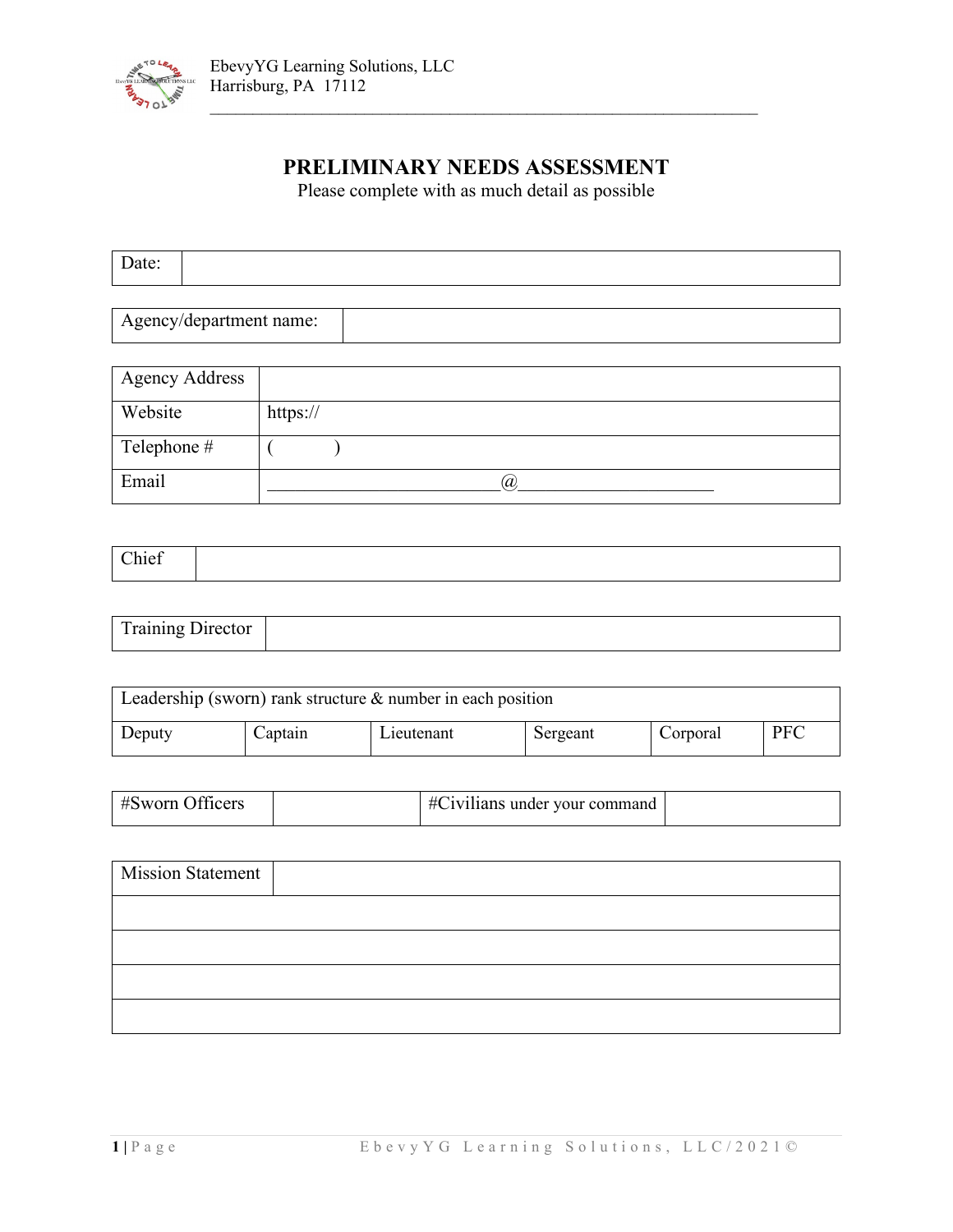EbevyYG Learning Solutions, LLC
Harrisburg, PA 17112

# PRELIMINARY NEEDS ASSESSMENT

Please complete with as much detail as possible

| Date: | |
|---|---|

| Agency/department name: | |
|---|---|

| Agency Address | |
|---|---|
| Website | https:// |
| Telephone # | (          ) |
| Email | ________________________@____________________ |

| Chief | |
|---|---|

| Training Director | |
|---|---|

| Leadership (sworn) rank structure & number in each position | | | | | |
|---|---|---|---|---|---|
| Deputy | Captain | Lieutenant | Sergeant | Corporal | PFC |

| #Sworn Officers | | #Civilians under your command | |
|---|---|---|---|

| Mission Statement | |
|---|---|
| | |
| | |
| | |
| | |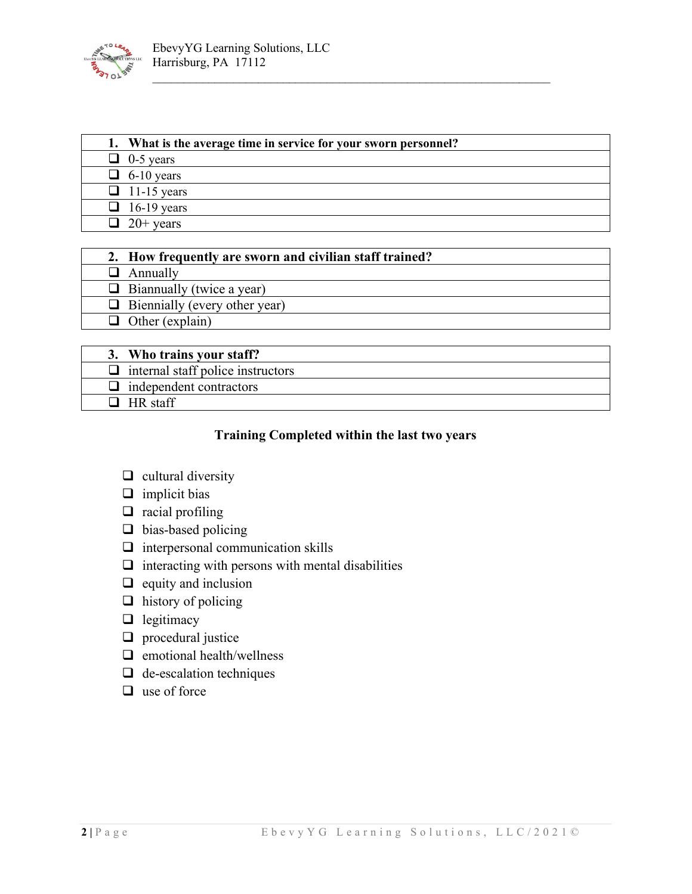| 1. What is the average time in service for your sworn personnel? |
| --- |
| ☐ 0-5 years |
| ☐ 6-10 years |
| ☐ 11-15 years |
| ☐ 16-19 years |
| ☐ 20+ years |

| 2. How frequently are sworn and civilian staff trained? |
| --- |
| ☐ Annually |
| ☐ Biannually (twice a year) |
| ☐ Biennially (every other year) |
| ☐ Other (explain) |

| 3. Who trains your staff? |
| --- |
| ☐ internal staff police instructors |
| ☐ independent contractors |
| ☐ HR staff |

**Training Completed within the last two years**

- ☐ cultural diversity
- ☐ implicit bias
- ☐ racial profiling
- ☐ bias-based policing
- ☐ interpersonal communication skills
- ☐ interacting with persons with mental disabilities
- ☐ equity and inclusion
- ☐ history of policing
- ☐ legitimacy
- ☐ procedural justice
- ☐ emotional health/wellness
- ☐ de-escalation techniques
- ☐ use of force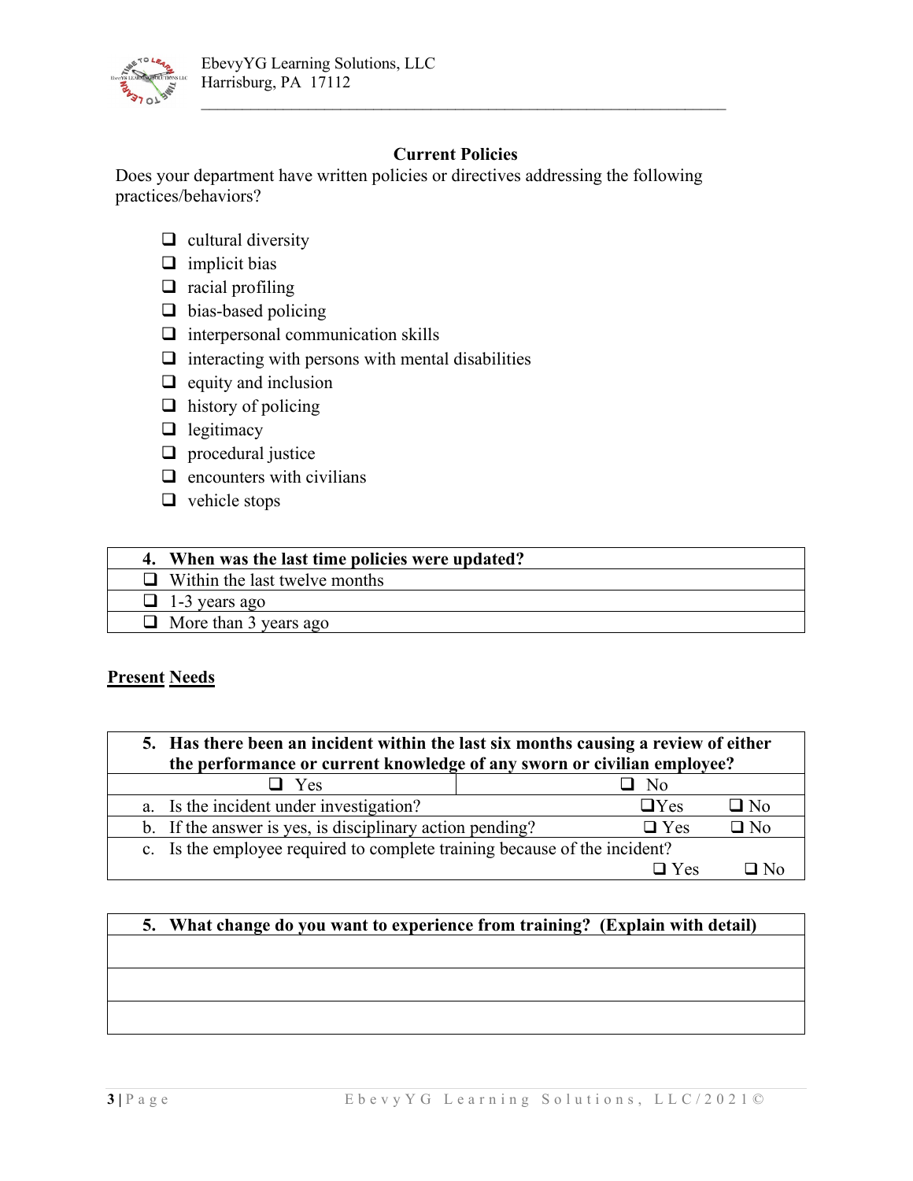EbevyYG Learning Solutions, LLC
Harrisburg, PA 17112

## Current Policies

Does your department have written policies or directives addressing the following practices/behaviors?

- ☐ cultural diversity
- ☐ implicit bias
- ☐ racial profiling
- ☐ bias-based policing
- ☐ interpersonal communication skills
- ☐ interacting with persons with mental disabilities
- ☐ equity and inclusion
- ☐ history of policing
- ☐ legitimacy
- ☐ procedural justice
- ☐ encounters with civilians
- ☐ vehicle stops

| **4. When was the last time policies were updated?** |
|---|
| ☐ Within the last twelve months |
| ☐ 1-3 years ago |
| ☐ More than 3 years ago |

**Present Needs**

| **5. Has there been an incident within the last six months causing a review of either the performance or current knowledge of any sworn or civilian employee?** | | |
|---|---|---|
| ☐ Yes | ☐ No | |
| a. Is the incident under investigation? | ☐Yes | ☐ No |
| b. If the answer is yes, is disciplinary action pending? | ☐ Yes | ☐ No |
| c. Is the employee required to complete training because of the incident? | ☐ Yes | ☐ No |

| **5. What change do you want to experience from training? (Explain with detail)** |
|---|
| |
| |
| |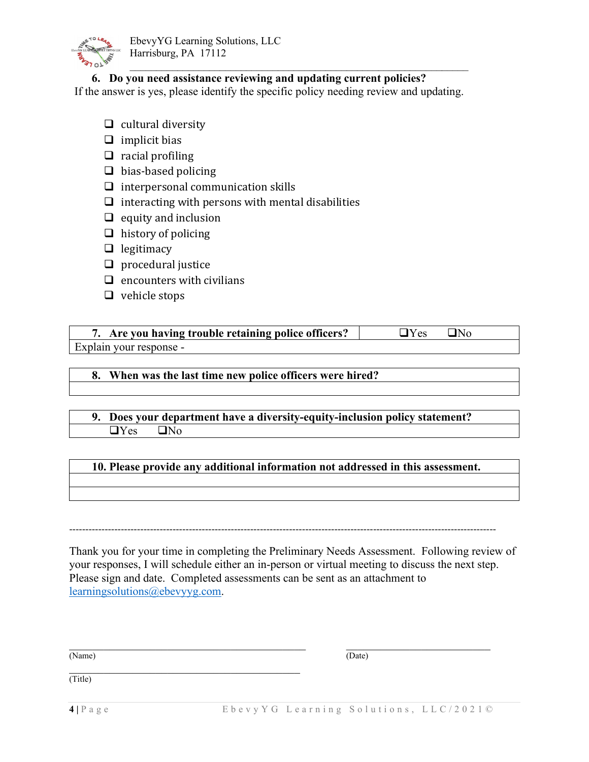**6. Do you need assistance reviewing and updating current policies?**

If the answer is yes, please identify the specific policy needing review and updating.

- ❑ cultural diversity
- ❑ implicit bias
- ❑ racial profiling
- ❑ bias-based policing
- ❑ interpersonal communication skills
- ❑ interacting with persons with mental disabilities
- ❑ equity and inclusion
- ❑ history of policing
- ❑ legitimacy
- ❑ procedural justice
- ❑ encounters with civilians
- ❑ vehicle stops

| **7. Are you having trouble retaining police officers?** | ❑Yes ❑No |
|---|---|
| Explain your response - | |

| **8. When was the last time new police officers were hired?** |
|---|
| |

| **9. Does your department have a diversity-equity-inclusion policy statement?** |
|---|
| ❑Yes ❑No |

| **10. Please provide any additional information not addressed in this assessment.** |
|---|
| |
| |

---

Thank you for your time in completing the Preliminary Needs Assessment. Following review of your responses, I will schedule either an in-person or virtual meeting to discuss the next step. Please sign and date. Completed assessments can be sent as an attachment to learningsolutions@ebevyyg.com.

______________________________ ______________________

(Name) (Date)

______________________________

(Title)